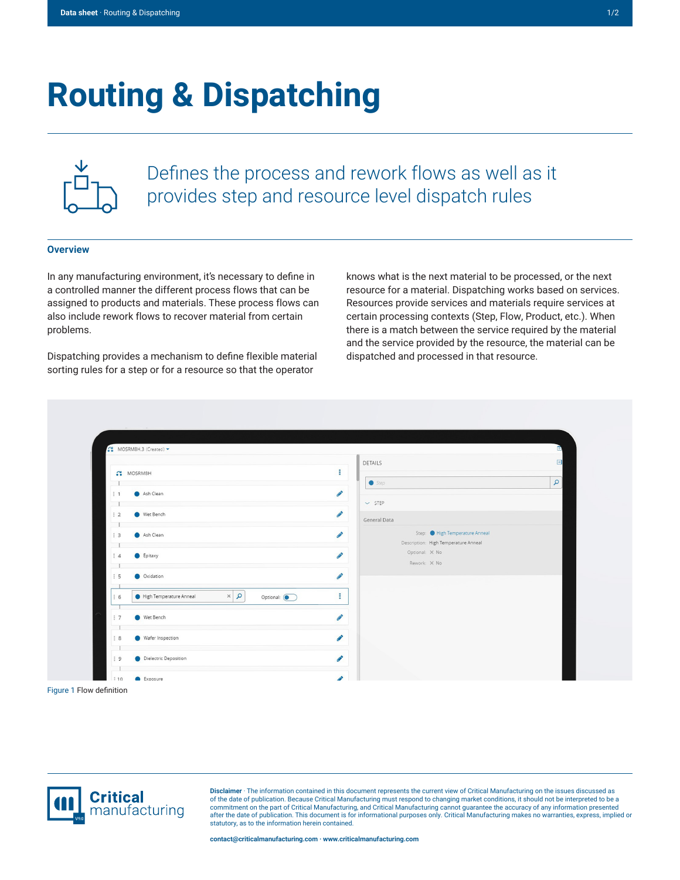# Routing & Dispatching

Defines the process and rework flows as well as it provides step and resource level dispatch rules

## Overview

In any manufacturing environment, it's necessary to define in a controlled manner the different process flows that can be assigned to products and materials. These process flows can also include rework flows to recover material from certain problems.

Dispatching provides a mechanism to define flexible material sorting rules for a step or for a resource so that the operator knows what is the next material to be processed, or the next resource for a material. Dispatching works based on services. Resources provide services and materials require services at certain processing contexts (Step, Flow, Product, etc.). When there is a match between the service required by the material and the service provided by the resource, the material can be dispatched and processed in that resource.

Figure 1 Flow definition

**Disclaimer** · The information contained in this document represents the current view of Critical Manufacturing on the issues discussed as of the date of publication. Because Critical Manufacturing must respond to changing market conditions, it should not be interpreted to be a commitment on the part of Critical Manufacturing, and Critical Manufacturing cannot guarantee the accuracy of any information presented after the date of publication. This document is for informational purposes only. Critical Manufacturing makes no warranties, express, implied or statutory, as to the information herein contained.

contact@criticalmanufacturing.com · www.criticalmanufacturing.com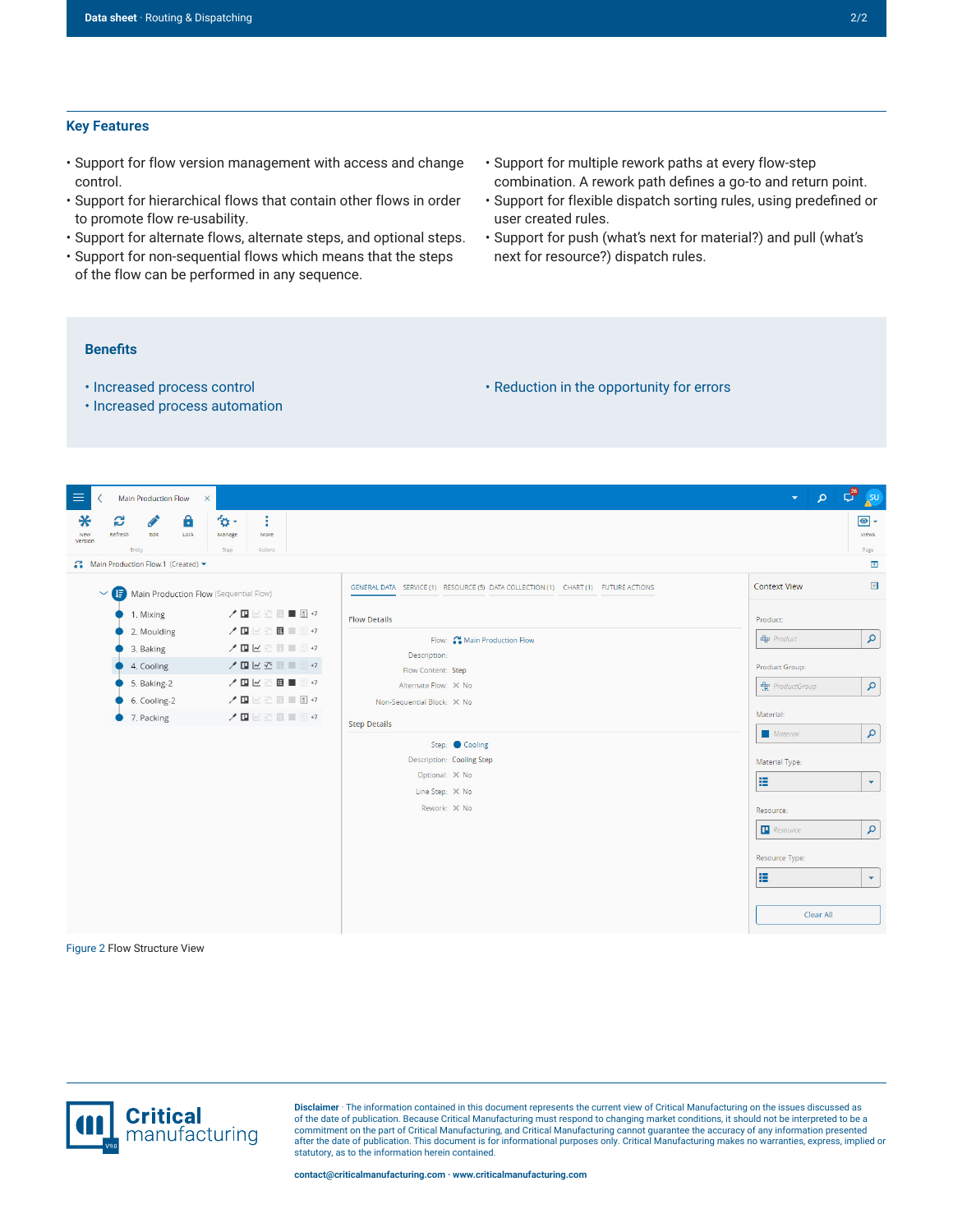## Key Features

- Support for flow version management with access and change control.
- Support for hierarchical flows that contain other flows in order to promote flow re-usability.
- Support for alternate flows, alternate steps, and optional steps.
- Support for non-sequential flows which means that the steps of the flow can be performed in any sequence.
- Support for multiple rework paths at every flow-step combination. A rework path defines a go-to and return point.
- Support for flexible dispatch sorting rules, using predefined or user created rules.
- Support for push (what's next for material?) and pull (what's next for resource?) dispatch rules.

## Benefits

- Increased process control
- Increased process automation
- Reduction in the opportunity for errors

Figure 2 Flow Structure View

**Disclaimer** · The information contained in this document represents the current view of Critical Manufacturing on the issues discussed as of the date of publication. Because Critical Manufacturing must respond to changing market conditions, it should not be interpreted to be a commitment on the part of Critical Manufacturing, and Critical Manufacturing cannot guarantee the accuracy of any information presented after the date of publication. This document is for informational purposes only. Critical Manufacturing makes no warranties, express, implied or statutory, as to the information herein contained.

**contact@criticalmanufacturing.com · www.criticalmanufacturing.com**